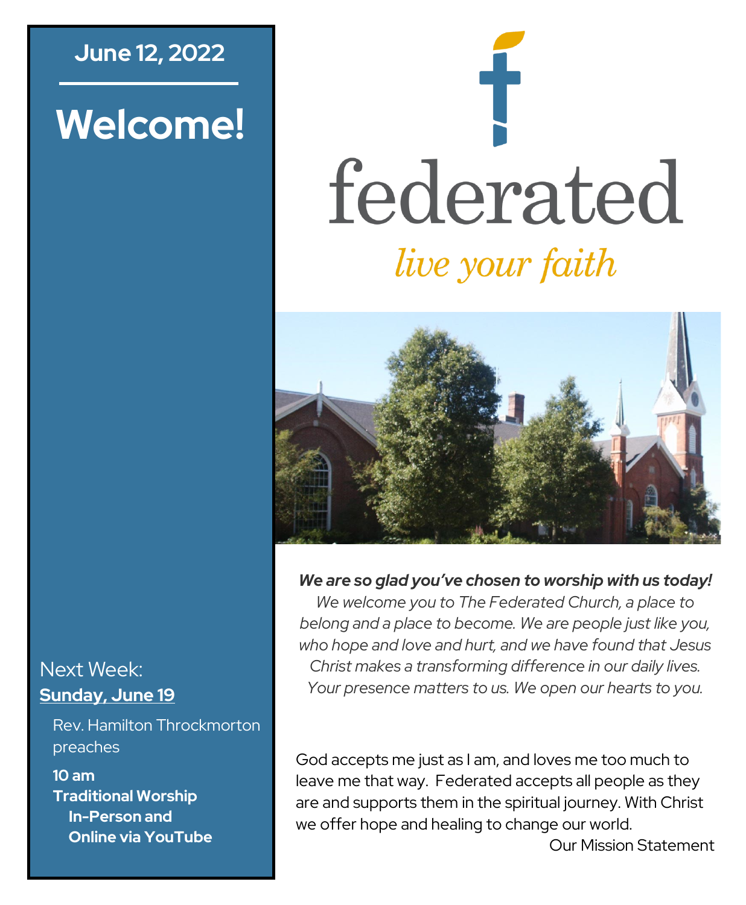**June 12, 2022**

# Welcome!

# federated

*live your faith*

***We are so glad you've chosen to worship with us today!***

*We welcome you to The Federated Church, a place to belong and a place to become. We are people just like you, who hope and love and hurt, and we have found that Jesus Christ makes a transforming difference in our daily lives. Your presence matters to us. We open our hearts to you.*

God accepts me just as I am, and loves me too much to leave me that way. Federated accepts all people as they are and supports them in the spiritual journey. With Christ we offer hope and healing to change our world.

Our Mission Statement

Next Week:
**Sunday, June 19**

Rev. Hamilton Throckmorton preaches

**10 am**
**Traditional Worship**
**In-Person and**
**Online via YouTube**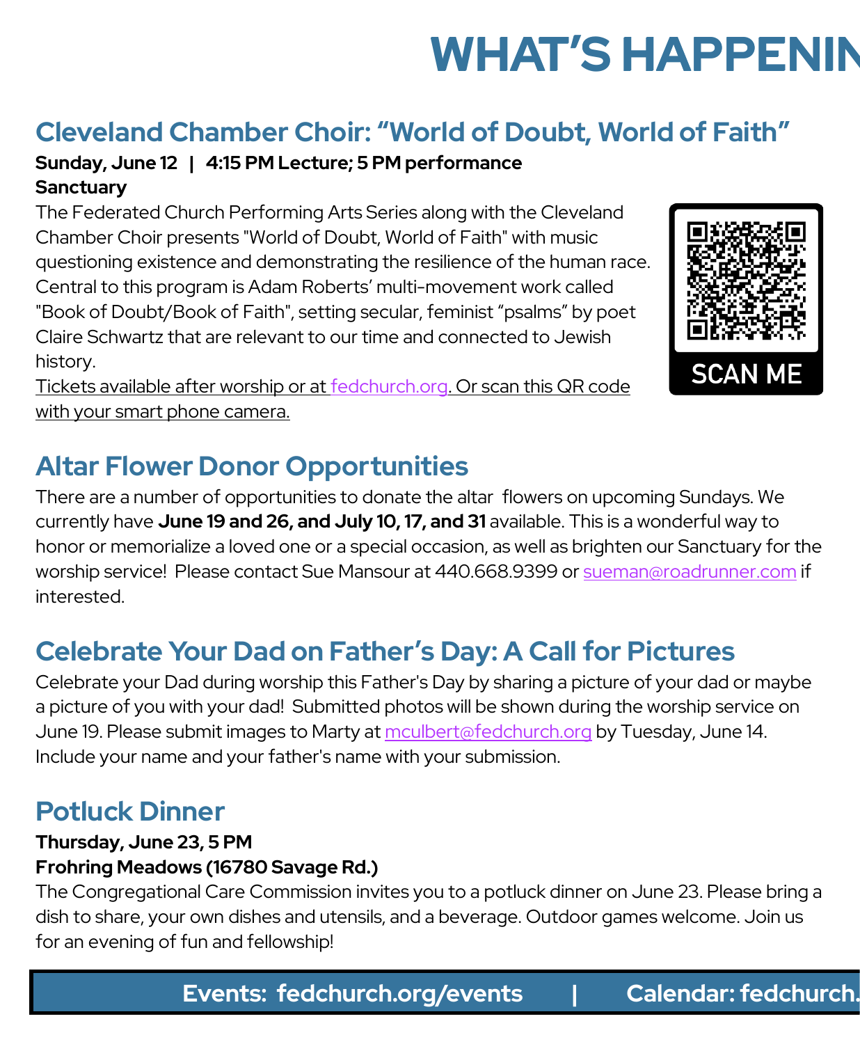# WHAT'S HAPPENIN

## Cleveland Chamber Choir: "World of Doubt, World of Faith"

**Sunday, June 12 | 4:15 PM Lecture; 5 PM performance**
**Sanctuary**

The Federated Church Performing Arts Series along with the Cleveland Chamber Choir presents "World of Doubt, World of Faith" with music questioning existence and demonstrating the resilience of the human race. Central to this program is Adam Roberts' multi-movement work called "Book of Doubt/Book of Faith", setting secular, feminist "psalms" by poet Claire Schwartz that are relevant to our time and connected to Jewish history.

Tickets available after worship or at fedchurch.org. Or scan this QR code with your smart phone camera.

SCAN ME

## Altar Flower Donor Opportunities

There are a number of opportunities to donate the altar flowers on upcoming Sundays. We currently have **June 19 and 26, and July 10, 17, and 31** available. This is a wonderful way to honor or memorialize a loved one or a special occasion, as well as brighten our Sanctuary for the worship service! Please contact Sue Mansour at 440.668.9399 or sueman@roadrunner.com if interested.

## Celebrate Your Dad on Father's Day: A Call for Pictures

Celebrate your Dad during worship this Father's Day by sharing a picture of your dad or maybe a picture of you with your dad! Submitted photos will be shown during the worship service on June 19. Please submit images to Marty at mculbert@fedchurch.org by Tuesday, June 14. Include your name and your father's name with your submission.

## Potluck Dinner

**Thursday, June 23, 5 PM**
**Frohring Meadows (16780 Savage Rd.)**

The Congregational Care Commission invites you to a potluck dinner on June 23. Please bring a dish to share, your own dishes and utensils, and a beverage. Outdoor games welcome. Join us for an evening of fun and fellowship!

**Events: fedchurch.org/events | Calendar: fedchurch.**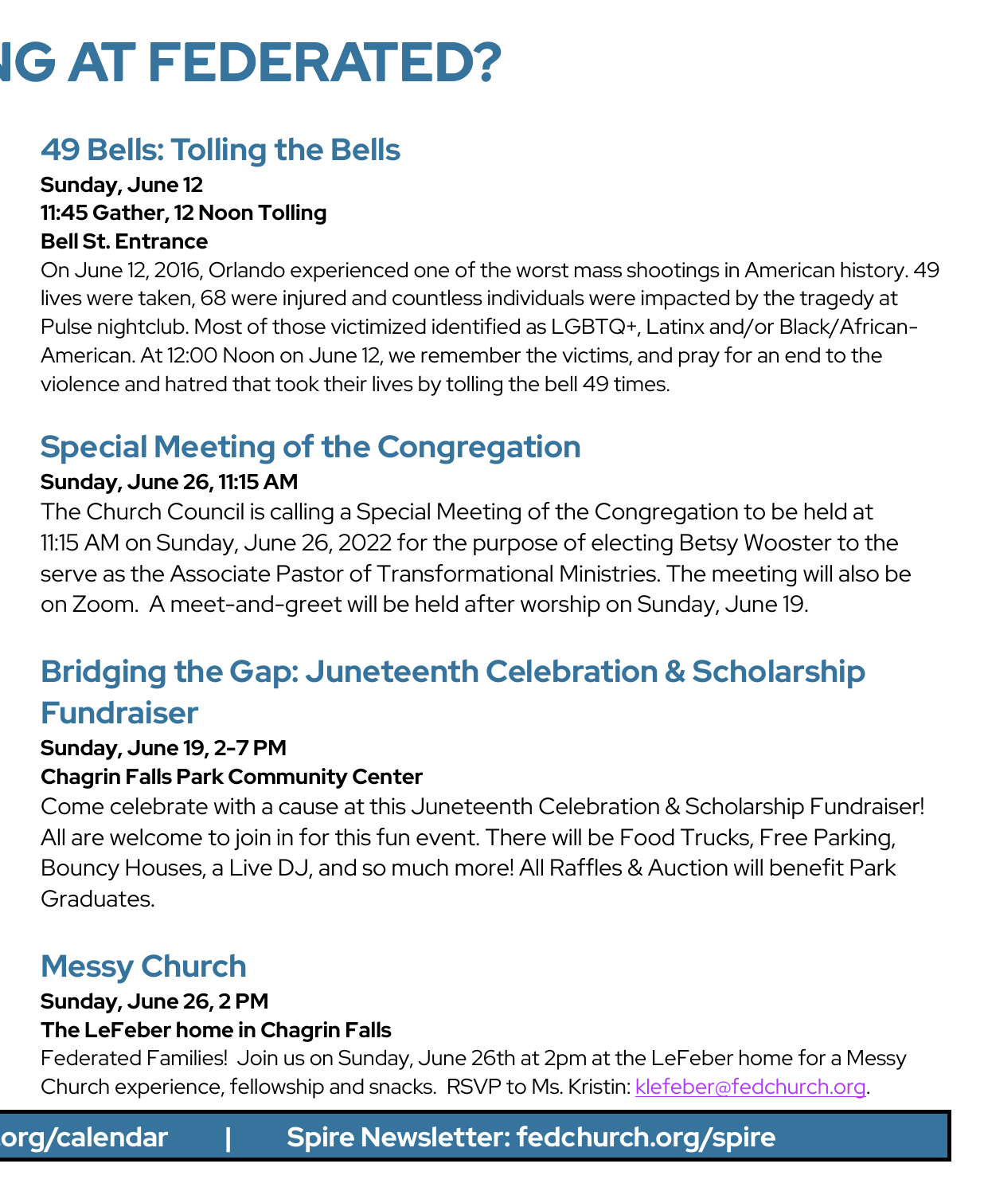# NG AT FEDERATED?

## 49 Bells: Tolling the Bells

**Sunday, June 12**
**11:45 Gather, 12 Noon Tolling**
**Bell St. Entrance**

On June 12, 2016, Orlando experienced one of the worst mass shootings in American history. 49 lives were taken, 68 were injured and countless individuals were impacted by the tragedy at Pulse nightclub. Most of those victimized identified as LGBTQ+, Latinx and/or Black/African-American. At 12:00 Noon on June 12, we remember the victims, and pray for an end to the violence and hatred that took their lives by tolling the bell 49 times.

## Special Meeting of the Congregation

**Sunday, June 26, 11:15 AM**

The Church Council is calling a Special Meeting of the Congregation to be held at 11:15 AM on Sunday, June 26, 2022 for the purpose of electing Betsy Wooster to the serve as the Associate Pastor of Transformational Ministries. The meeting will also be on Zoom. A meet-and-greet will be held after worship on Sunday, June 19.

## Bridging the Gap: Juneteenth Celebration & Scholarship Fundraiser

**Sunday, June 19, 2-7 PM**
**Chagrin Falls Park Community Center**

Come celebrate with a cause at this Juneteenth Celebration & Scholarship Fundraiser! All are welcome to join in for this fun event. There will be Food Trucks, Free Parking, Bouncy Houses, a Live DJ, and so much more! All Raffles & Auction will benefit Park Graduates.

## Messy Church

**Sunday, June 26, 2 PM**
**The LeFeber home in Chagrin Falls**

Federated Families! Join us on Sunday, June 26th at 2pm at the LeFeber home for a Messy Church experience, fellowship and snacks. RSVP to Ms. Kristin: klefeber@fedchurch.org.

**org/calendar | Spire Newsletter: fedchurch.org/spire**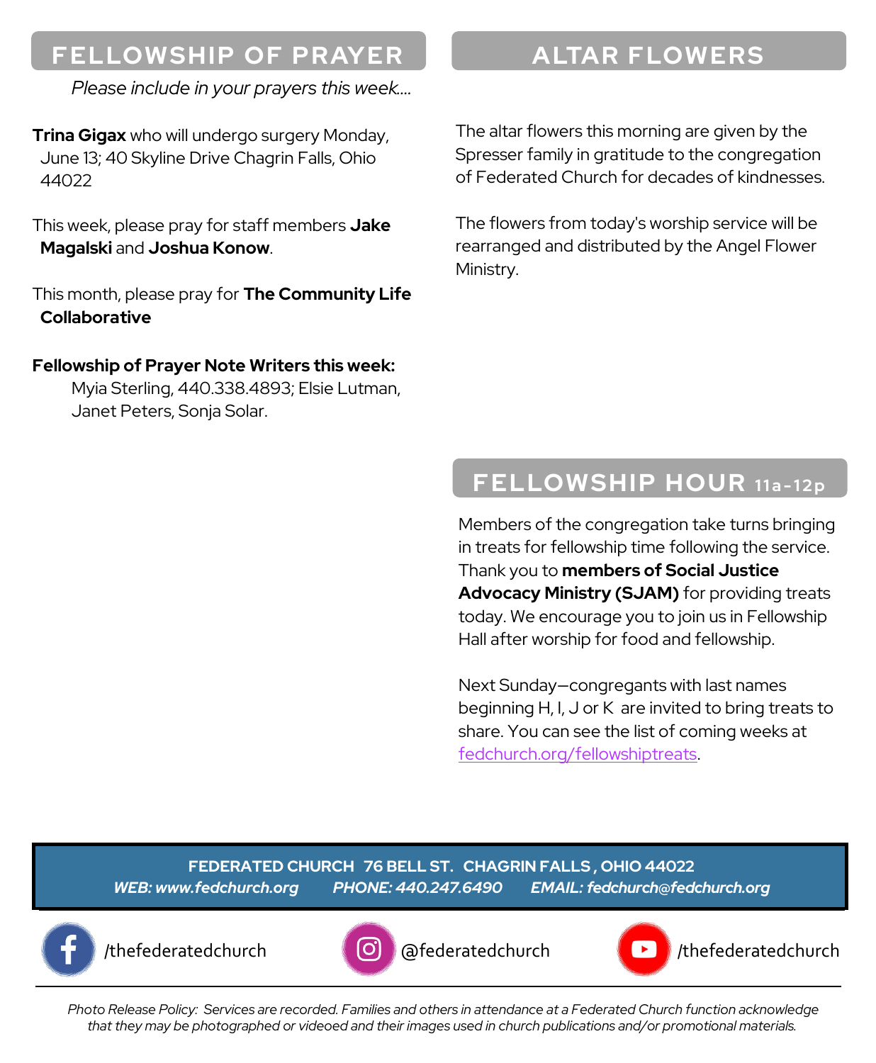## FELLOWSHIP OF PRAYER

*Please include in your prayers this week....*

**Trina Gigax** who will undergo surgery Monday, June 13; 40 Skyline Drive Chagrin Falls, Ohio 44022

This week, please pray for staff members **Jake Magalski** and **Joshua Konow**.

This month, please pray for **The Community Life Collaborative**

**Fellowship of Prayer Note Writers this week:**
Myia Sterling, 440.338.4893; Elsie Lutman, Janet Peters, Sonja Solar.

## ALTAR FLOWERS

The altar flowers this morning are given by the Spresser family in gratitude to the congregation of Federated Church for decades of kindnesses.

The flowers from today's worship service will be rearranged and distributed by the Angel Flower Ministry.

## FELLOWSHIP HOUR 11a-12p

Members of the congregation take turns bringing in treats for fellowship time following the service. Thank you to **members of Social Justice Advocacy Ministry (SJAM)** for providing treats today. We encourage you to join us in Fellowship Hall after worship for food and fellowship.

Next Sunday—congregants with last names beginning H, I, J or K are invited to bring treats to share. You can see the list of coming weeks at fedchurch.org/fellowshiptreats.

**FEDERATED CHURCH 76 BELL ST. CHAGRIN FALLS, OHIO 44022**
***WEB: www.fedchurch.org PHONE: 440.247.6490 EMAIL: fedchurch@fedchurch.org***

/thefederatedchurch @federatedchurch /thefederatedchurch

*Photo Release Policy: Services are recorded. Families and others in attendance at a Federated Church function acknowledge that they may be photographed or videoed and their images used in church publications and/or promotional materials.*